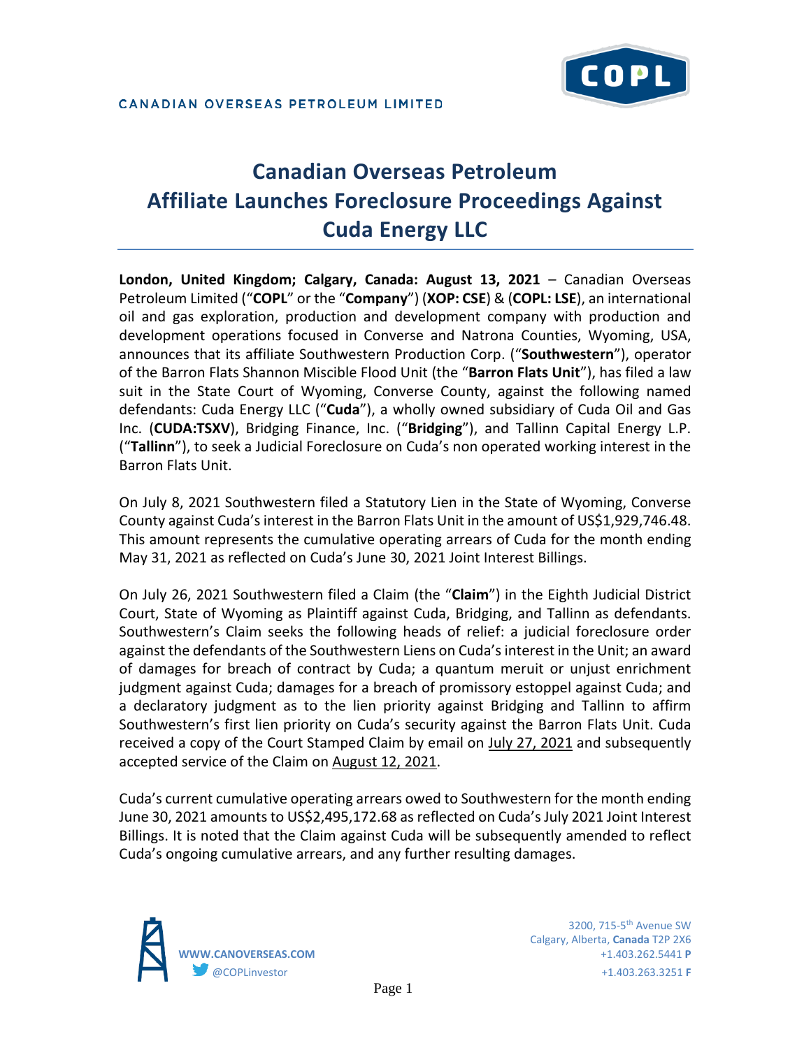CANADIAN OVERSEAS PETROLEUM LIMITED

# Canadian Overseas Petroleum Affiliate Launches Foreclosure Proceedings Against Cuda Energy LLC

**London, United Kingdom; Calgary, Canada: August 13, 2021** – Canadian Overseas Petroleum Limited ("**COPL**" or the "**Company**") (**XOP: CSE**) & (**COPL: LSE**), an international oil and gas exploration, production and development company with production and development operations focused in Converse and Natrona Counties, Wyoming, USA, announces that its affiliate Southwestern Production Corp. ("**Southwestern**"), operator of the Barron Flats Shannon Miscible Flood Unit (the "**Barron Flats Unit**"), has filed a law suit in the State Court of Wyoming, Converse County, against the following named defendants: Cuda Energy LLC ("**Cuda**"), a wholly owned subsidiary of Cuda Oil and Gas Inc. (**CUDA:TSXV**), Bridging Finance, Inc. ("**Bridging**"), and Tallinn Capital Energy L.P. ("**Tallinn**"), to seek a Judicial Foreclosure on Cuda's non operated working interest in the Barron Flats Unit.

On July 8, 2021 Southwestern filed a Statutory Lien in the State of Wyoming, Converse County against Cuda's interest in the Barron Flats Unit in the amount of US$1,929,746.48. This amount represents the cumulative operating arrears of Cuda for the month ending May 31, 2021 as reflected on Cuda's June 30, 2021 Joint Interest Billings.

On July 26, 2021 Southwestern filed a Claim (the "**Claim**") in the Eighth Judicial District Court, State of Wyoming as Plaintiff against Cuda, Bridging, and Tallinn as defendants. Southwestern's Claim seeks the following heads of relief: a judicial foreclosure order against the defendants of the Southwestern Liens on Cuda's interest in the Unit; an award of damages for breach of contract by Cuda; a quantum meruit or unjust enrichment judgment against Cuda; damages for a breach of promissory estoppel against Cuda; and a declaratory judgment as to the lien priority against Bridging and Tallinn to affirm Southwestern's first lien priority on Cuda's security against the Barron Flats Unit. Cuda received a copy of the Court Stamped Claim by email on July 27, 2021 and subsequently accepted service of the Claim on August 12, 2021.

Cuda's current cumulative operating arrears owed to Southwestern for the month ending June 30, 2021 amounts to US$2,495,172.68 as reflected on Cuda's July 2021 Joint Interest Billings. It is noted that the Claim against Cuda will be subsequently amended to reflect Cuda's ongoing cumulative arrears, and any further resulting damages.

WWW.CANOVERSEAS.COM
@COPLinvestor

3200, 715-5th Avenue SW
Calgary, Alberta, **Canada** T2P 2X6
+1.403.262.5441 **P**
+1.403.263.3251 **F**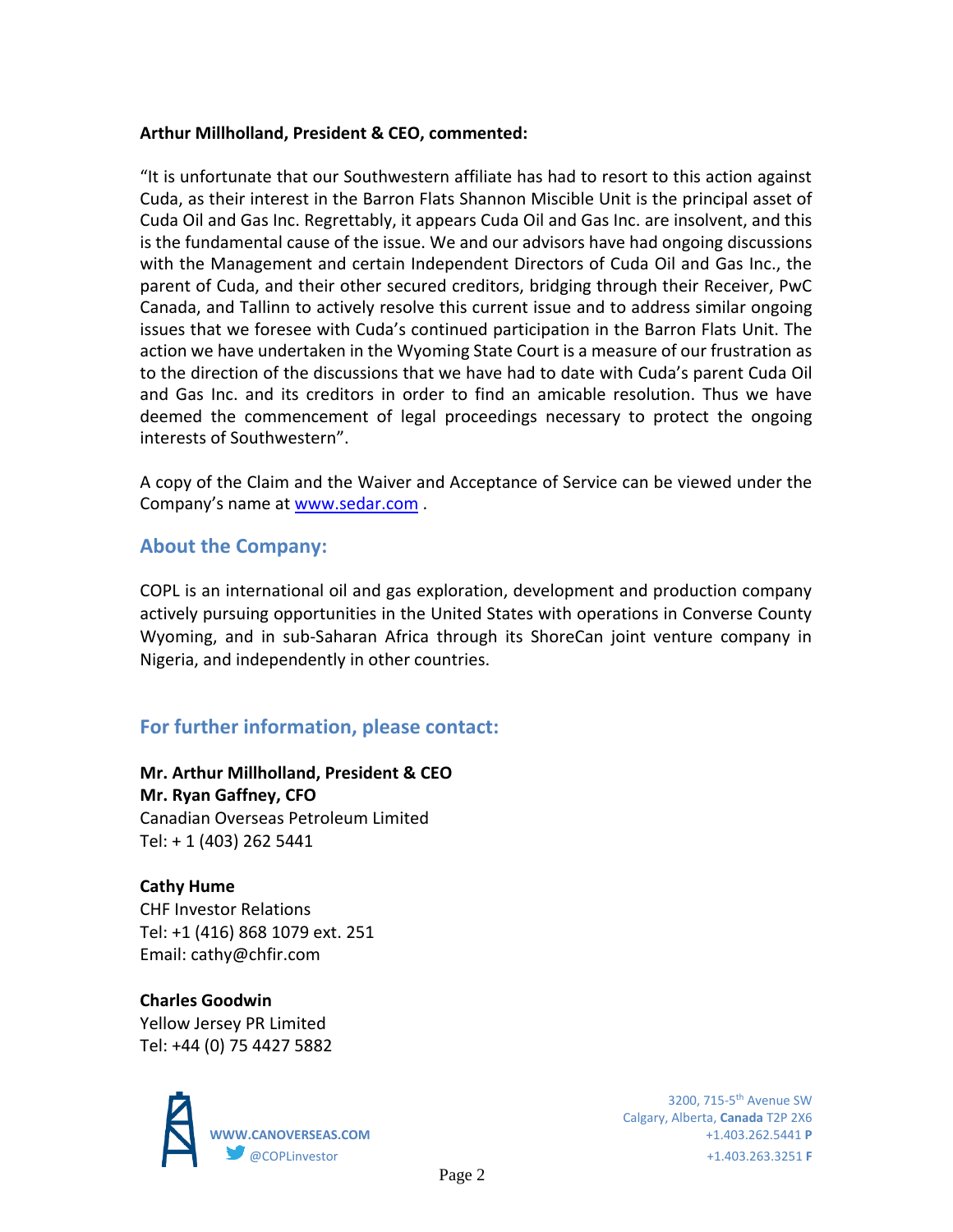**Arthur Millholland, President & CEO, commented:**

"It is unfortunate that our Southwestern affiliate has had to resort to this action against Cuda, as their interest in the Barron Flats Shannon Miscible Unit is the principal asset of Cuda Oil and Gas Inc. Regrettably, it appears Cuda Oil and Gas Inc. are insolvent, and this is the fundamental cause of the issue. We and our advisors have had ongoing discussions with the Management and certain Independent Directors of Cuda Oil and Gas Inc., the parent of Cuda, and their other secured creditors, bridging through their Receiver, PwC Canada, and Tallinn to actively resolve this current issue and to address similar ongoing issues that we foresee with Cuda's continued participation in the Barron Flats Unit. The action we have undertaken in the Wyoming State Court is a measure of our frustration as to the direction of the discussions that we have had to date with Cuda's parent Cuda Oil and Gas Inc. and its creditors in order to find an amicable resolution. Thus we have deemed the commencement of legal proceedings necessary to protect the ongoing interests of Southwestern".

A copy of the Claim and the Waiver and Acceptance of Service can be viewed under the Company's name at www.sedar.com .

## About the Company:

COPL is an international oil and gas exploration, development and production company actively pursuing opportunities in the United States with operations in Converse County Wyoming, and in sub-Saharan Africa through its ShoreCan joint venture company in Nigeria, and independently in other countries.

## For further information, please contact:

**Mr. Arthur Millholland, President & CEO**
**Mr. Ryan Gaffney, CFO**
Canadian Overseas Petroleum Limited
Tel: + 1 (403) 262 5441

**Cathy Hume**
CHF Investor Relations
Tel: +1 (416) 868 1079 ext. 251
Email: cathy@chfir.com

**Charles Goodwin**
Yellow Jersey PR Limited
Tel: +44 (0) 75 4427 5882

WWW.CANOVERSEAS.COM
@COPLinvestor

3200, 715-5th Avenue SW
Calgary, Alberta, **Canada** T2P 2X6
+1.403.262.5441 **P**
+1.403.263.3251 **F**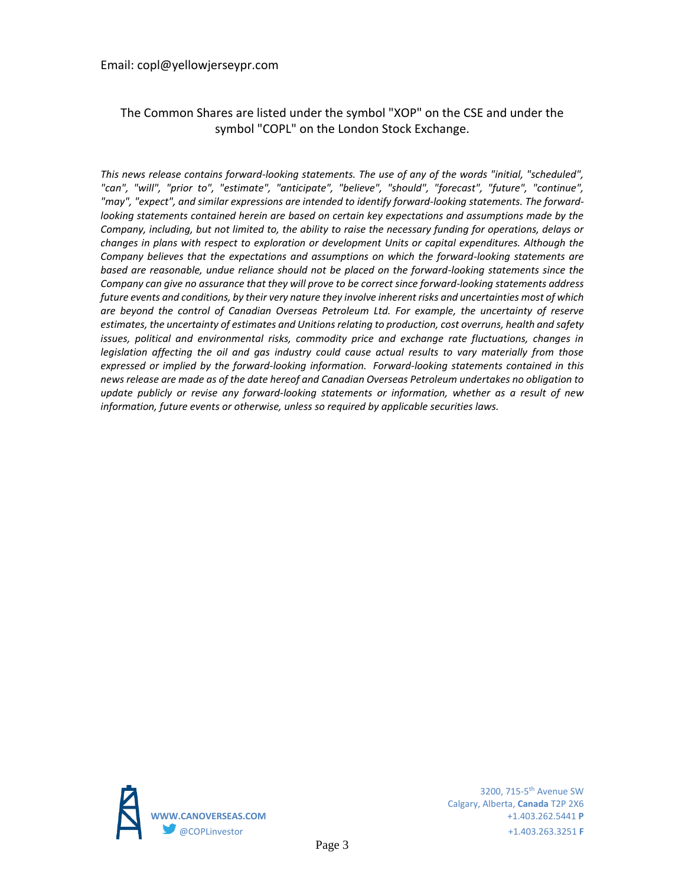Email: copl@yellowjerseypr.com

The Common Shares are listed under the symbol "XOP" on the CSE and under the symbol "COPL" on the London Stock Exchange.

*This news release contains forward-looking statements. The use of any of the words "initial, "scheduled", "can", "will", "prior to", "estimate", "anticipate", "believe", "should", "forecast", "future", "continue", "may", "expect", and similar expressions are intended to identify forward-looking statements. The forward-looking statements contained herein are based on certain key expectations and assumptions made by the Company, including, but not limited to, the ability to raise the necessary funding for operations, delays or changes in plans with respect to exploration or development Units or capital expenditures. Although the Company believes that the expectations and assumptions on which the forward-looking statements are based are reasonable, undue reliance should not be placed on the forward-looking statements since the Company can give no assurance that they will prove to be correct since forward-looking statements address future events and conditions, by their very nature they involve inherent risks and uncertainties most of which are beyond the control of Canadian Overseas Petroleum Ltd. For example, the uncertainty of reserve estimates, the uncertainty of estimates and Unitions relating to production, cost overruns, health and safety issues, political and environmental risks, commodity price and exchange rate fluctuations, changes in legislation affecting the oil and gas industry could cause actual results to vary materially from those expressed or implied by the forward-looking information. Forward-looking statements contained in this news release are made as of the date hereof and Canadian Overseas Petroleum undertakes no obligation to update publicly or revise any forward-looking statements or information, whether as a result of new information, future events or otherwise, unless so required by applicable securities laws.*

**WWW.CANOVERSEAS.COM**
@COPLinvestor

3200, 715-5th Avenue SW
Calgary, Alberta, **Canada** T2P 2X6
+1.403.262.5441 **P**
+1.403.263.3251 **F**